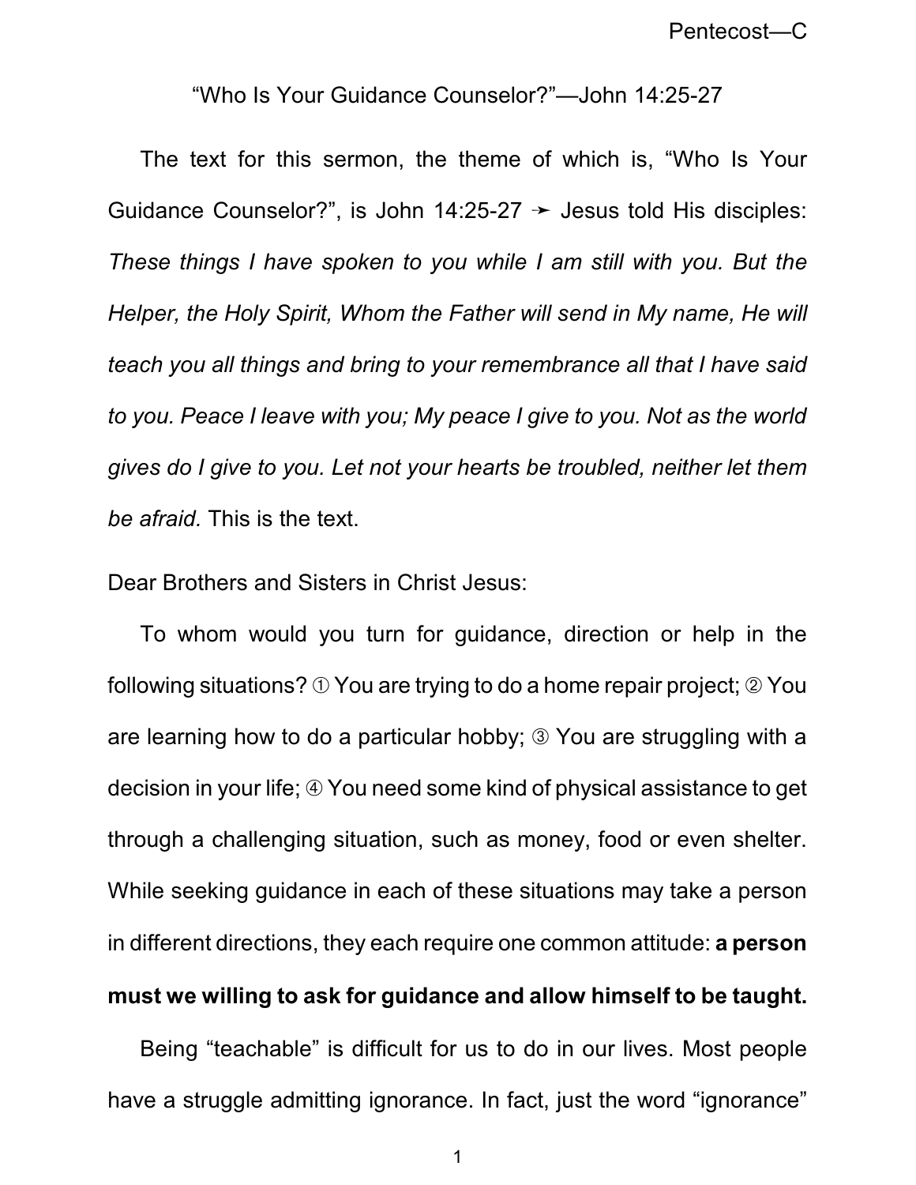Pentecost—C

# "Who Is Your Guidance Counselor?"—John 14:25-27

The text for this sermon, the theme of which is, "Who Is Your Guidance Counselor?", is John 14:25-27 ➛ Jesus told His disciples: *These things I have spoken to you while I am still with you. But the Helper, the Holy Spirit, Whom the Father will send in My name, He will teach you all things and bring to your remembrance all that I have said to you. Peace I leave with you; My peace I give to you. Not as the world gives do I give to you. Let not your hearts be troubled, neither let them be afraid.* This is the text.

Dear Brothers and Sisters in Christ Jesus:

To whom would you turn for guidance, direction or help in the following situations? ① You are trying to do a home repair project; ② You are learning how to do a particular hobby; ③ You are struggling with a decision in your life; ④ You need some kind of physical assistance to get through a challenging situation, such as money, food or even shelter. While seeking guidance in each of these situations may take a person in different directions, they each require one common attitude: **a person must we willing to ask for guidance and allow himself to be taught.**

Being "teachable" is difficult for us to do in our lives. Most people have a struggle admitting ignorance. In fact, just the word "ignorance"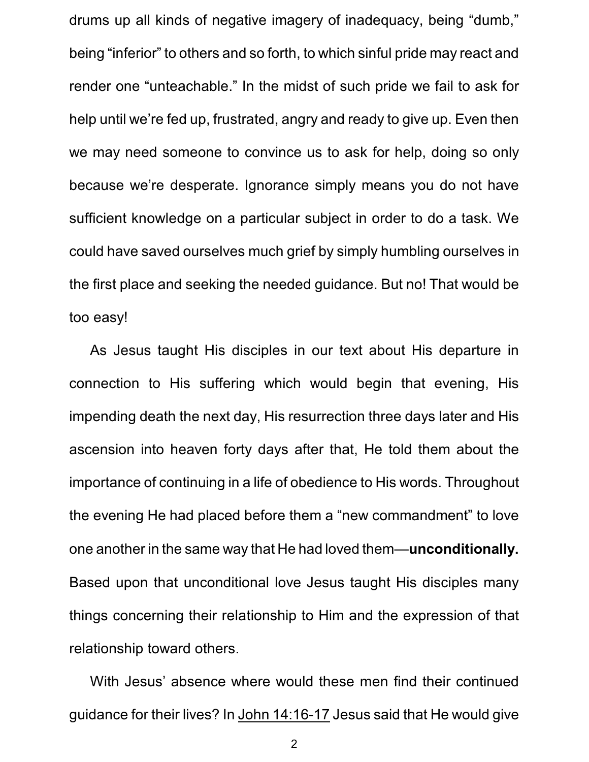drums up all kinds of negative imagery of inadequacy, being “dumb,” being “inferior” to others and so forth, to which sinful pride may react and render one “unteachable.” In the midst of such pride we fail to ask for help until we’re fed up, frustrated, angry and ready to give up. Even then we may need someone to convince us to ask for help, doing so only because we’re desperate. Ignorance simply means you do not have sufficient knowledge on a particular subject in order to do a task. We could have saved ourselves much grief by simply humbling ourselves in the first place and seeking the needed guidance. But no! That would be too easy!

As Jesus taught His disciples in our text about His departure in connection to His suffering which would begin that evening, His impending death the next day, His resurrection three days later and His ascension into heaven forty days after that, He told them about the importance of continuing in a life of obedience to His words. Throughout the evening He had placed before them a “new commandment” to love one another in the same way that He had loved them—**unconditionally.** Based upon that unconditional love Jesus taught His disciples many things concerning their relationship to Him and the expression of that relationship toward others.

With Jesus’ absence where would these men find their continued guidance for their lives? In John 14:16-17 Jesus said that He would give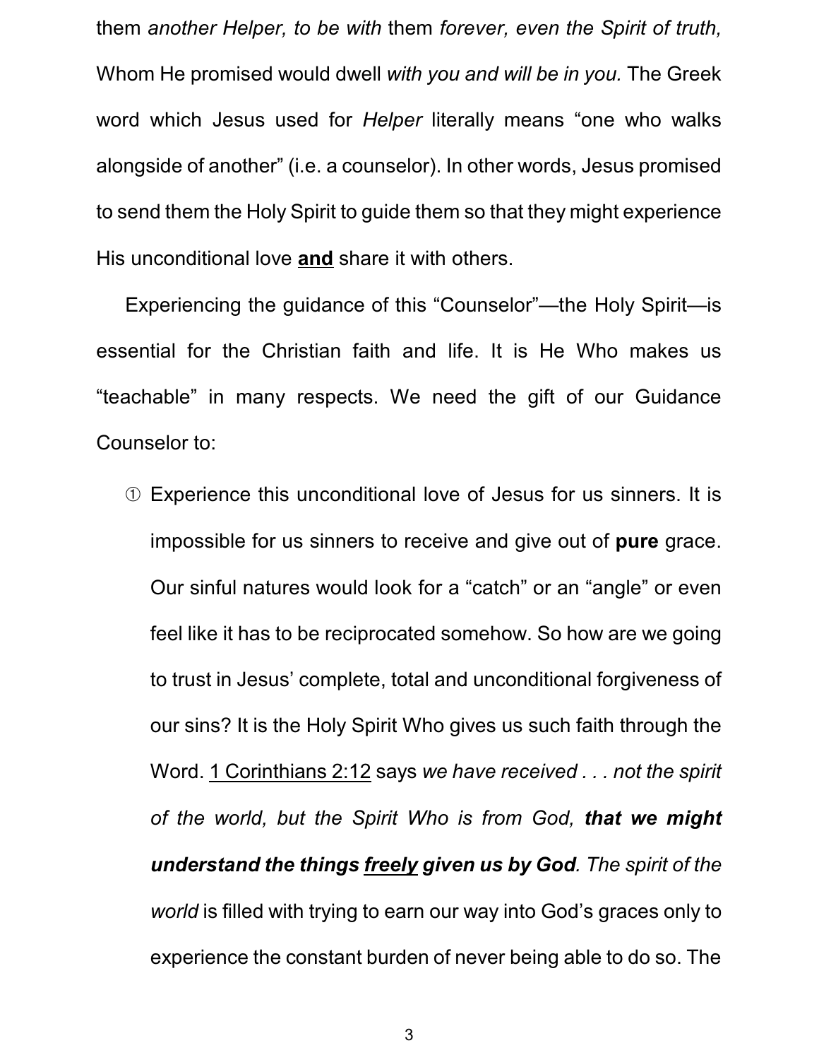them *another Helper, to be with* them *forever, even the Spirit of truth,* Whom He promised would dwell *with you and will be in you.* The Greek word which Jesus used for *Helper* literally means "one who walks alongside of another" (i.e. a counselor). In other words, Jesus promised to send them the Holy Spirit to guide them so that they might experience His unconditional love <u>**and**</u> share it with others.

Experiencing the guidance of this "Counselor"—the Holy Spirit—is essential for the Christian faith and life. It is He Who makes us "teachable" in many respects. We need the gift of our Guidance Counselor to:

① Experience this unconditional love of Jesus for us sinners. It is impossible for us sinners to receive and give out of **pure** grace. Our sinful natures would look for a "catch" or an "angle" or even feel like it has to be reciprocated somehow. So how are we going to trust in Jesus' complete, total and unconditional forgiveness of our sins? It is the Holy Spirit Who gives us such faith through the Word. <u>1 Corinthians 2:12</u> says *we have received . . . not the spirit of the world, but the Spirit Who is from God,* ***that we might understand the things <u>freely</u> given us by God****. The spirit of the world* is filled with trying to earn our way into God's graces only to experience the constant burden of never being able to do so. The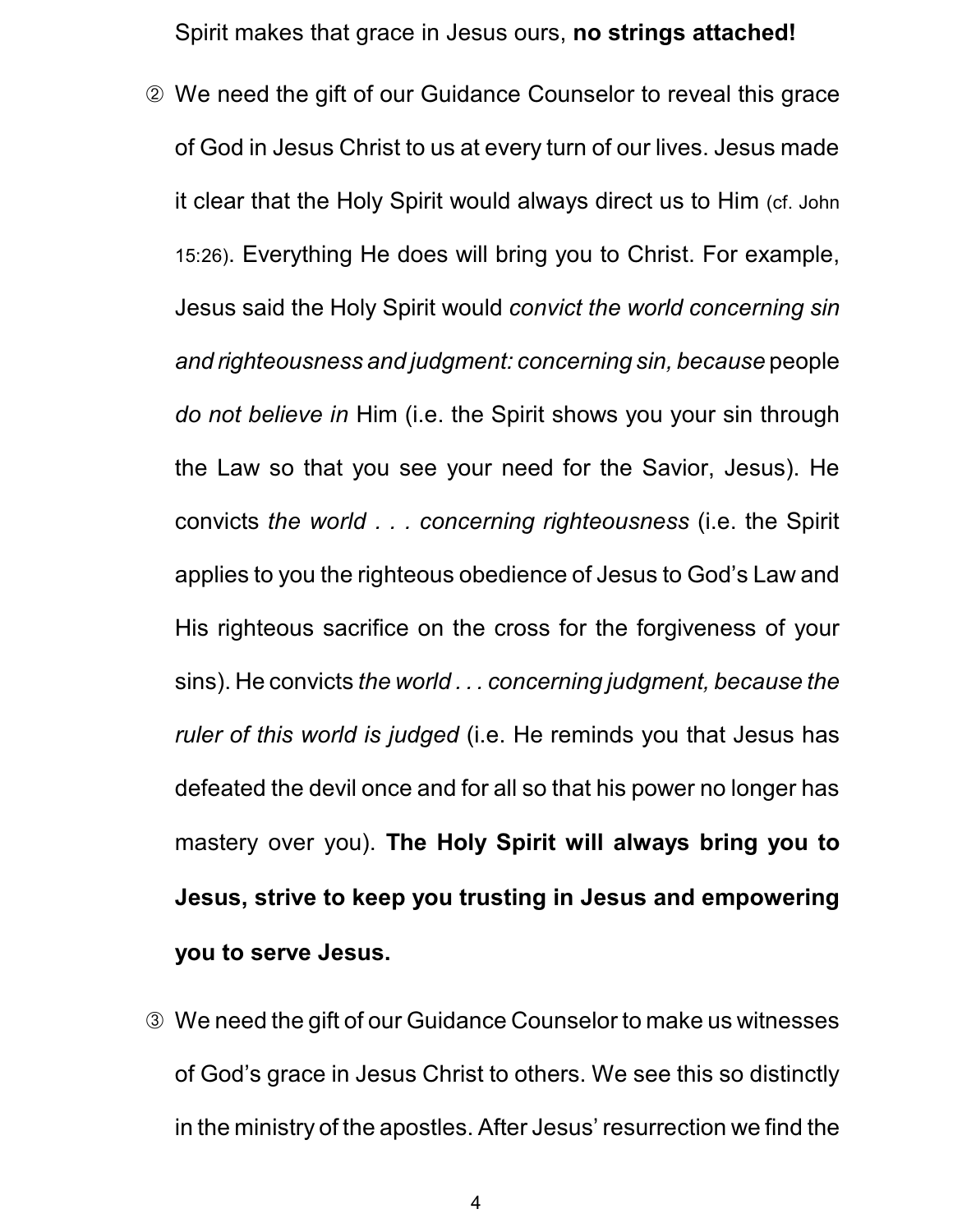Spirit makes that grace in Jesus ours, **no strings attached!**

② We need the gift of our Guidance Counselor to reveal this grace of God in Jesus Christ to us at every turn of our lives. Jesus made it clear that the Holy Spirit would always direct us to Him (cf. John 15:26). Everything He does will bring you to Christ. For example, Jesus said the Holy Spirit would *convict the world concerning sin and righteousness and judgment: concerning sin, because* people *do not believe in* Him (i.e. the Spirit shows you your sin through the Law so that you see your need for the Savior, Jesus). He convicts *the world . . . concerning righteousness* (i.e. the Spirit applies to you the righteous obedience of Jesus to God's Law and His righteous sacrifice on the cross for the forgiveness of your sins). He convicts *the world . . . concerning judgment, because the ruler of this world is judged* (i.e. He reminds you that Jesus has defeated the devil once and for all so that his power no longer has mastery over you). **The Holy Spirit will always bring you to Jesus, strive to keep you trusting in Jesus and empowering you to serve Jesus.**

③ We need the gift of our Guidance Counselor to make us witnesses of God's grace in Jesus Christ to others. We see this so distinctly in the ministry of the apostles. After Jesus' resurrection we find the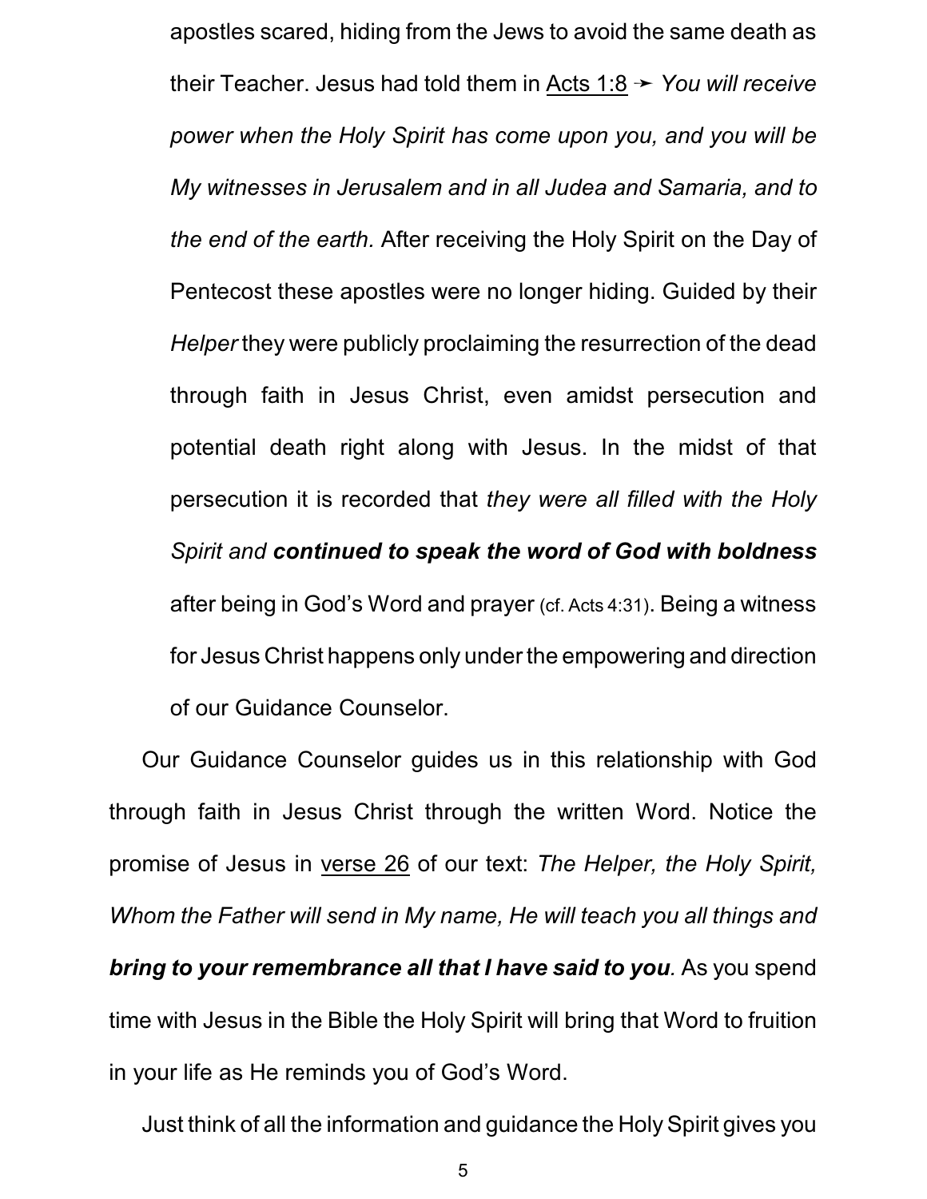apostles scared, hiding from the Jews to avoid the same death as their Teacher. Jesus had told them in Acts 1:8 ➛ *You will receive power when the Holy Spirit has come upon you, and you will be My witnesses in Jerusalem and in all Judea and Samaria, and to the end of the earth.* After receiving the Holy Spirit on the Day of Pentecost these apostles were no longer hiding. Guided by their *Helper* they were publicly proclaiming the resurrection of the dead through faith in Jesus Christ, even amidst persecution and potential death right along with Jesus. In the midst of that persecution it is recorded that *they were all filled with the Holy Spirit and* ***continued to speak the word of God with boldness*** after being in God's Word and prayer (cf. Acts 4:31). Being a witness for Jesus Christ happens only under the empowering and direction of our Guidance Counselor.

Our Guidance Counselor guides us in this relationship with God through faith in Jesus Christ through the written Word. Notice the promise of Jesus in verse 26 of our text: *The Helper, the Holy Spirit, Whom the Father will send in My name, He will teach you all things and* ***bring to your remembrance all that I have said to you****.* As you spend time with Jesus in the Bible the Holy Spirit will bring that Word to fruition in your life as He reminds you of God's Word.

Just think of all the information and guidance the Holy Spirit gives you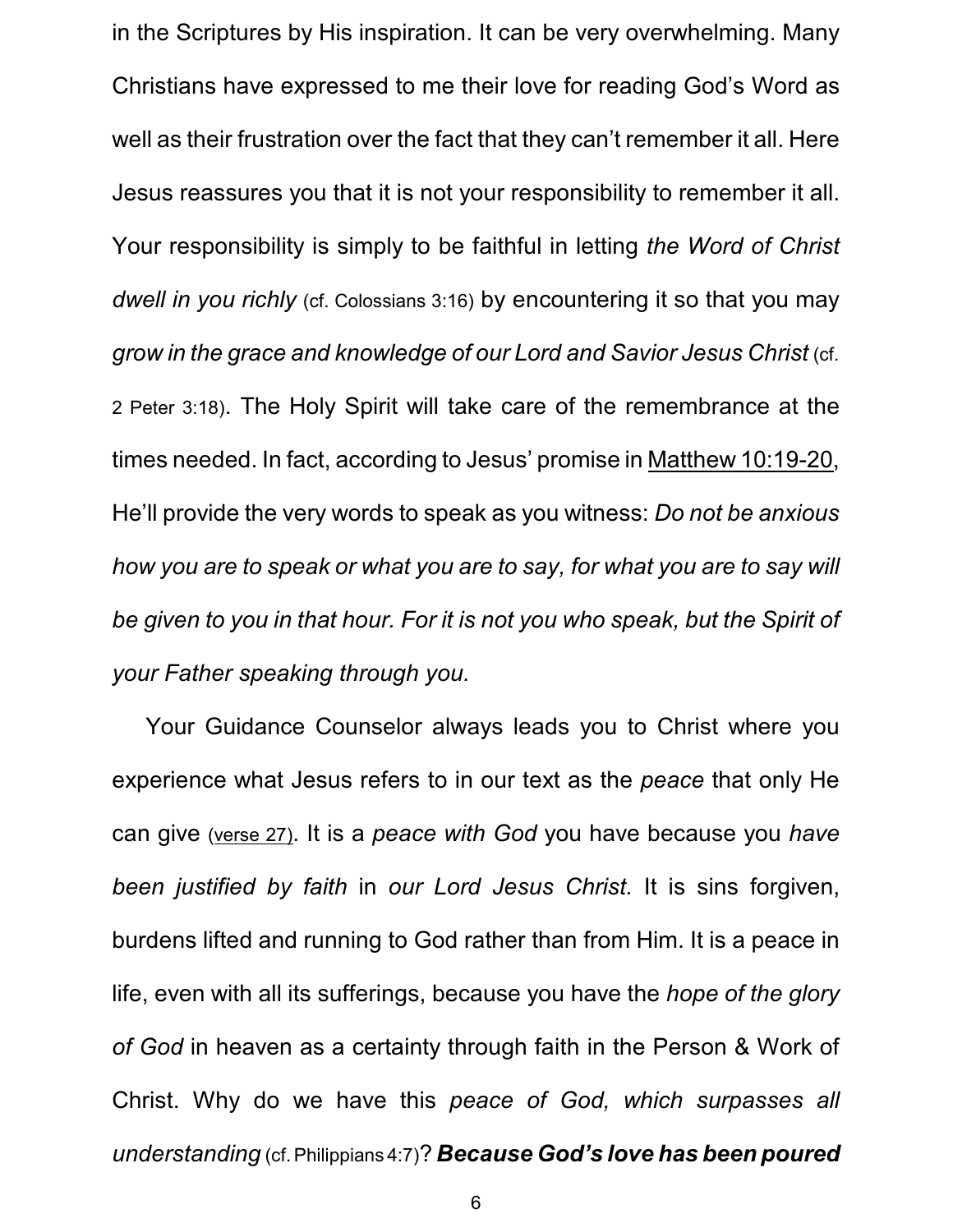in the Scriptures by His inspiration. It can be very overwhelming. Many Christians have expressed to me their love for reading God's Word as well as their frustration over the fact that they can't remember it all. Here Jesus reassures you that it is not your responsibility to remember it all. Your responsibility is simply to be faithful in letting *the Word of Christ dwell in you richly* (cf. Colossians 3:16) by encountering it so that you may *grow in the grace and knowledge of our Lord and Savior Jesus Christ* (cf. 2 Peter 3:18). The Holy Spirit will take care of the remembrance at the times needed. In fact, according to Jesus' promise in Matthew 10:19-20, He'll provide the very words to speak as you witness: *Do not be anxious how you are to speak or what you are to say, for what you are to say will be given to you in that hour. For it is not you who speak, but the Spirit of your Father speaking through you.*

Your Guidance Counselor always leads you to Christ where you experience what Jesus refers to in our text as the *peace* that only He can give (verse 27). It is a *peace with God* you have because you *have been justified by faith* in *our Lord Jesus Christ.* It is sins forgiven, burdens lifted and running to God rather than from Him. It is a peace in life, even with all its sufferings, because you have the *hope of the glory of God* in heaven as a certainty through faith in the Person & Work of Christ. Why do we have this *peace of God, which surpasses all understanding* (cf. Philippians 4:7)? ***Because God's love has been poured***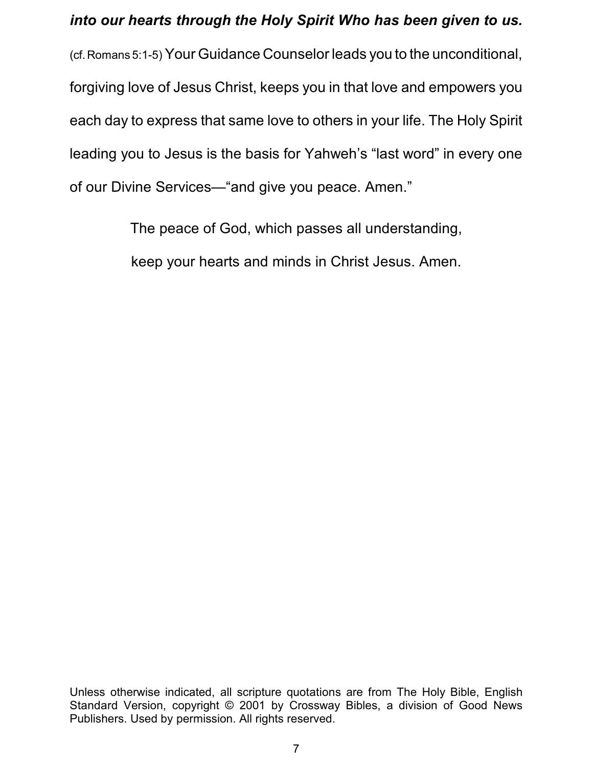***into our hearts through the Holy Spirit Who has been given to us.*** (cf. Romans 5:1-5) Your Guidance Counselor leads you to the unconditional, forgiving love of Jesus Christ, keeps you in that love and empowers you each day to express that same love to others in your life. The Holy Spirit leading you to Jesus is the basis for Yahweh's "last word" in every one of our Divine Services—"and give you peace. Amen."

The peace of God, which passes all understanding,
keep your hearts and minds in Christ Jesus. Amen.

Unless otherwise indicated, all scripture quotations are from The Holy Bible, English Standard Version, copyright © 2001 by Crossway Bibles, a division of Good News Publishers. Used by permission. All rights reserved.